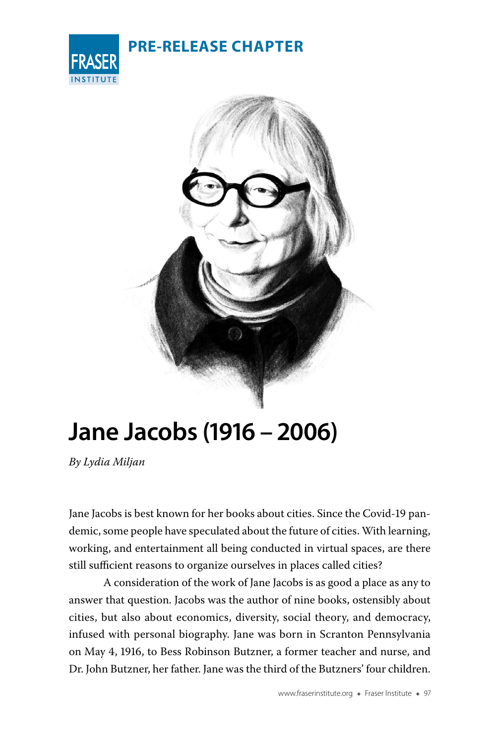PRE-RELEASE CHAPTER

# Jane Jacobs (1916 – 2006)

*By Lydia Miljan*

Jane Jacobs is best known for her books about cities. Since the Covid-19 pandemic, some people have speculated about the future of cities. With learning, working, and entertainment all being conducted in virtual spaces, are there still sufficient reasons to organize ourselves in places called cities?

A consideration of the work of Jane Jacobs is as good a place as any to answer that question. Jacobs was the author of nine books, ostensibly about cities, but also about economics, diversity, social theory, and democracy, infused with personal biography. Jane was born in Scranton Pennsylvania on May 4, 1916, to Bess Robinson Butzner, a former teacher and nurse, and Dr. John Butzner, her father. Jane was the third of the Butzners' four children.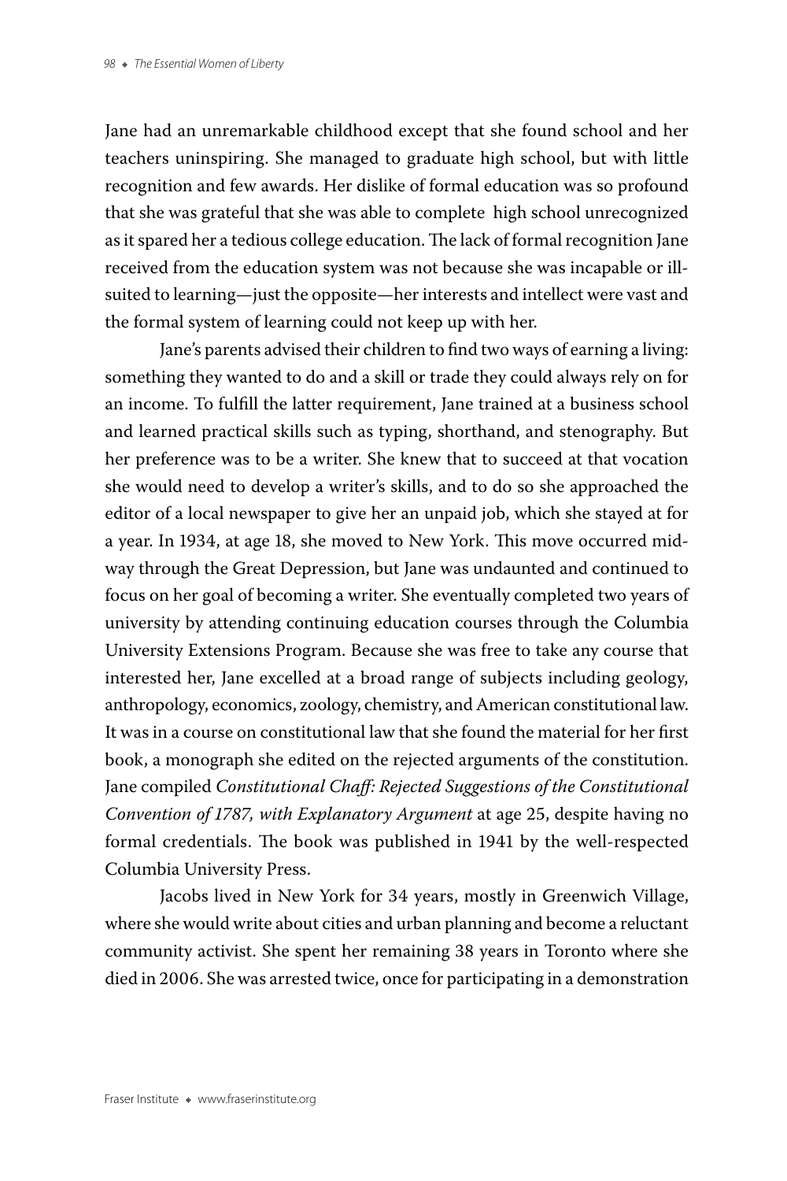Jane had an unremarkable childhood except that she found school and her teachers uninspiring. She managed to graduate high school, but with little recognition and few awards. Her dislike of formal education was so profound that she was grateful that she was able to complete high school unrecognized as it spared her a tedious college education. The lack of formal recognition Jane received from the education system was not because she was incapable or ill-suited to learning—just the opposite—her interests and intellect were vast and the formal system of learning could not keep up with her.

Jane's parents advised their children to find two ways of earning a living: something they wanted to do and a skill or trade they could always rely on for an income. To fulfill the latter requirement, Jane trained at a business school and learned practical skills such as typing, shorthand, and stenography. But her preference was to be a writer. She knew that to succeed at that vocation she would need to develop a writer's skills, and to do so she approached the editor of a local newspaper to give her an unpaid job, which she stayed at for a year. In 1934, at age 18, she moved to New York. This move occurred mid-way through the Great Depression, but Jane was undaunted and continued to focus on her goal of becoming a writer. She eventually completed two years of university by attending continuing education courses through the Columbia University Extensions Program. Because she was free to take any course that interested her, Jane excelled at a broad range of subjects including geology, anthropology, economics, zoology, chemistry, and American constitutional law. It was in a course on constitutional law that she found the material for her first book, a monograph she edited on the rejected arguments of the constitution. Jane compiled *Constitutional Chaff: Rejected Suggestions of the Constitutional Convention of 1787, with Explanatory Argument* at age 25, despite having no formal credentials. The book was published in 1941 by the well-respected Columbia University Press.

Jacobs lived in New York for 34 years, mostly in Greenwich Village, where she would write about cities and urban planning and become a reluctant community activist. She spent her remaining 38 years in Toronto where she died in 2006. She was arrested twice, once for participating in a demonstration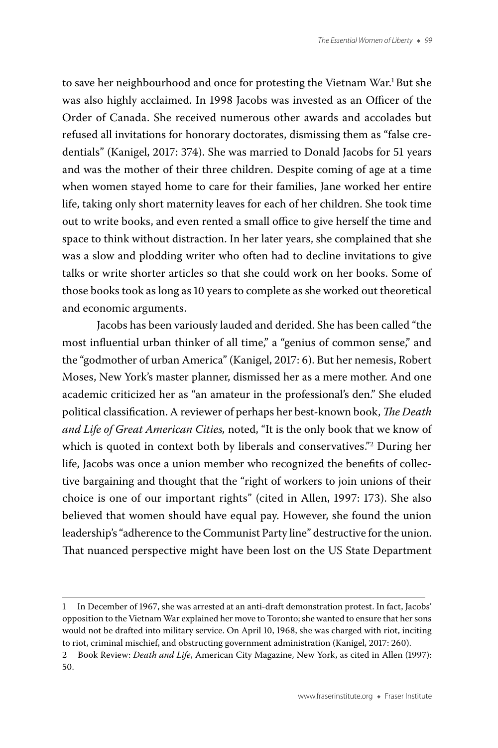to save her neighbourhood and once for protesting the Vietnam War.[1] But she was also highly acclaimed. In 1998 Jacobs was invested as an Officer of the Order of Canada. She received numerous other awards and accolades but refused all invitations for honorary doctorates, dismissing them as "false credentials" (Kanigel, 2017: 374). She was married to Donald Jacobs for 51 years and was the mother of their three children. Despite coming of age at a time when women stayed home to care for their families, Jane worked her entire life, taking only short maternity leaves for each of her children. She took time out to write books, and even rented a small office to give herself the time and space to think without distraction. In her later years, she complained that she was a slow and plodding writer who often had to decline invitations to give talks or write shorter articles so that she could work on her books. Some of those books took as long as 10 years to complete as she worked out theoretical and economic arguments.

Jacobs has been variously lauded and derided. She has been called "the most influential urban thinker of all time," a "genius of common sense," and the "godmother of urban America" (Kanigel, 2017: 6). But her nemesis, Robert Moses, New York's master planner, dismissed her as a mere mother. And one academic criticized her as "an amateur in the professional's den." She eluded political classification. A reviewer of perhaps her best-known book, *The Death and Life of Great American Cities,* noted, "It is the only book that we know of which is quoted in context both by liberals and conservatives."[2] During her life, Jacobs was once a union member who recognized the benefits of collective bargaining and thought that the "right of workers to join unions of their choice is one of our important rights" (cited in Allen, 1997: 173). She also believed that women should have equal pay. However, she found the union leadership's "adherence to the Communist Party line" destructive for the union. That nuanced perspective might have been lost on the US State Department

---

1 In December of 1967, she was arrested at an anti-draft demonstration protest. In fact, Jacobs' opposition to the Vietnam War explained her move to Toronto; she wanted to ensure that her sons would not be drafted into military service. On April 10, 1968, she was charged with riot, inciting to riot, criminal mischief, and obstructing government administration (Kanigel, 2017: 260).

2 Book Review: *Death and Life*, American City Magazine, New York, as cited in Allen (1997): 50.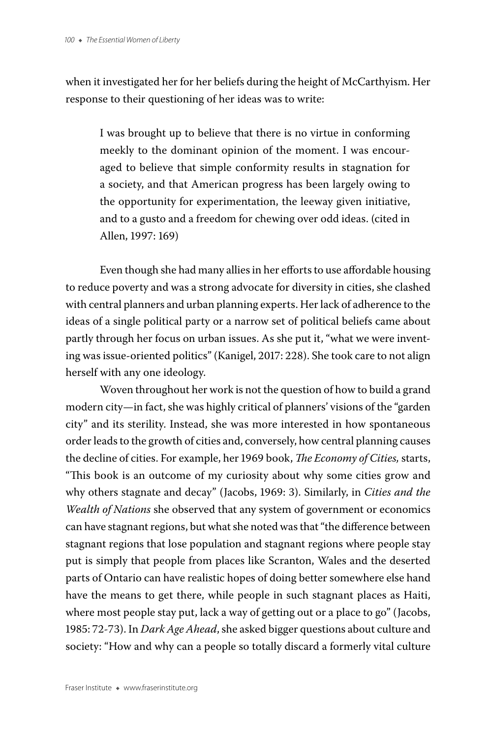when it investigated her for her beliefs during the height of McCarthyism. Her response to their questioning of her ideas was to write:

> I was brought up to believe that there is no virtue in conforming meekly to the dominant opinion of the moment. I was encouraged to believe that simple conformity results in stagnation for a society, and that American progress has been largely owing to the opportunity for experimentation, the leeway given initiative, and to a gusto and a freedom for chewing over odd ideas. (cited in Allen, 1997: 169)

Even though she had many allies in her efforts to use affordable housing to reduce poverty and was a strong advocate for diversity in cities, she clashed with central planners and urban planning experts. Her lack of adherence to the ideas of a single political party or a narrow set of political beliefs came about partly through her focus on urban issues. As she put it, "what we were inventing was issue-oriented politics" (Kanigel, 2017: 228). She took care to not align herself with any one ideology.

Woven throughout her work is not the question of how to build a grand modern city—in fact, she was highly critical of planners' visions of the "garden city" and its sterility. Instead, she was more interested in how spontaneous order leads to the growth of cities and, conversely, how central planning causes the decline of cities. For example, her 1969 book, *The Economy of Cities,* starts, "This book is an outcome of my curiosity about why some cities grow and why others stagnate and decay" (Jacobs, 1969: 3). Similarly, in *Cities and the Wealth of Nations* she observed that any system of government or economics can have stagnant regions, but what she noted was that "the difference between stagnant regions that lose population and stagnant regions where people stay put is simply that people from places like Scranton, Wales and the deserted parts of Ontario can have realistic hopes of doing better somewhere else hand have the means to get there, while people in such stagnant places as Haiti, where most people stay put, lack a way of getting out or a place to go" (Jacobs, 1985: 72-73). In *Dark Age Ahead*, she asked bigger questions about culture and society: "How and why can a people so totally discard a formerly vital culture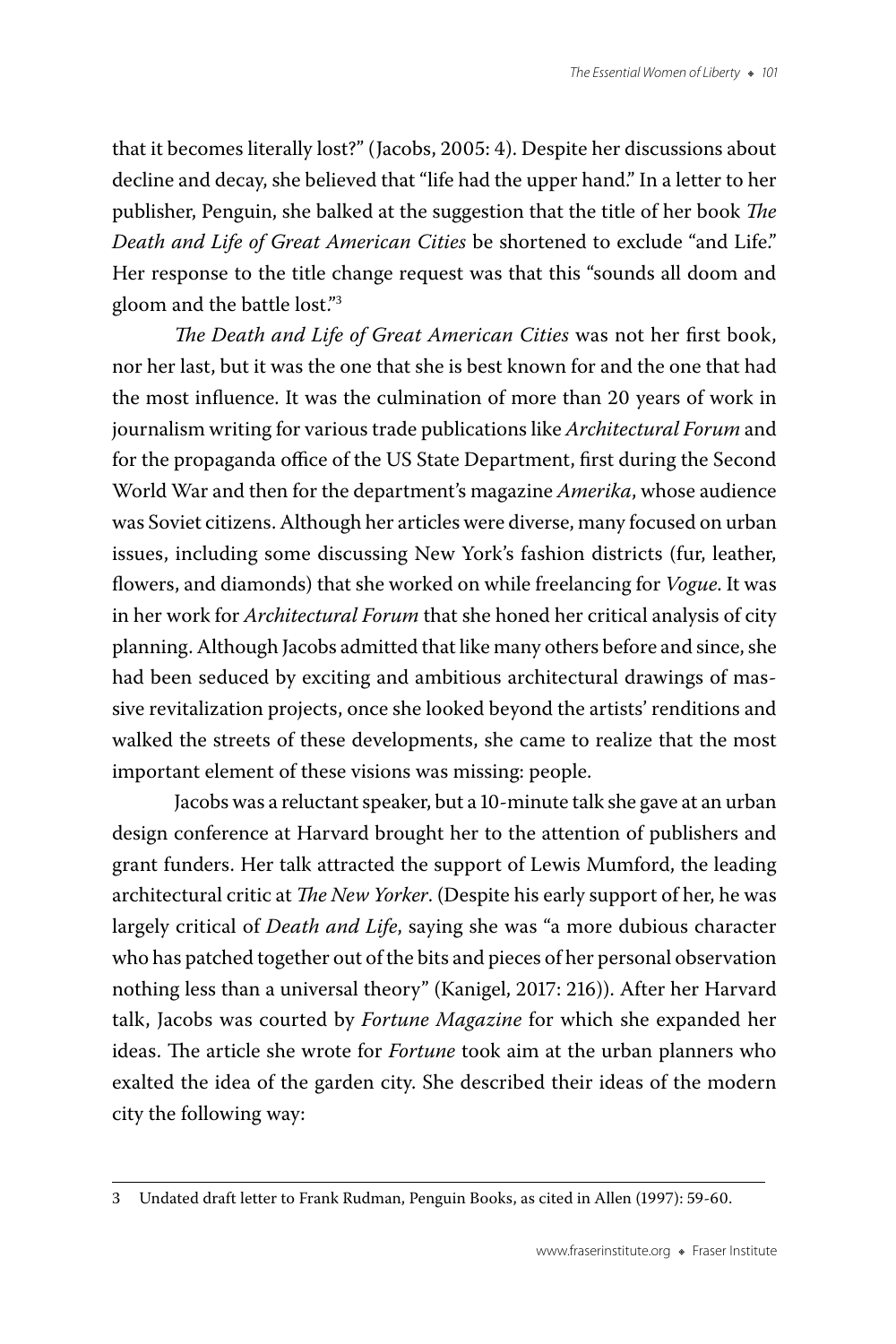that it becomes literally lost?" (Jacobs, 2005: 4). Despite her discussions about decline and decay, she believed that "life had the upper hand." In a letter to her publisher, Penguin, she balked at the suggestion that the title of her book *The Death and Life of Great American Cities* be shortened to exclude "and Life." Her response to the title change request was that this "sounds all doom and gloom and the battle lost."[3]

*The Death and Life of Great American Cities* was not her first book, nor her last, but it was the one that she is best known for and the one that had the most influence. It was the culmination of more than 20 years of work in journalism writing for various trade publications like *Architectural Forum* and for the propaganda office of the US State Department, first during the Second World War and then for the department's magazine *Amerika*, whose audience was Soviet citizens. Although her articles were diverse, many focused on urban issues, including some discussing New York's fashion districts (fur, leather, flowers, and diamonds) that she worked on while freelancing for *Vogue*. It was in her work for *Architectural Forum* that she honed her critical analysis of city planning. Although Jacobs admitted that like many others before and since, she had been seduced by exciting and ambitious architectural drawings of massive revitalization projects, once she looked beyond the artists' renditions and walked the streets of these developments, she came to realize that the most important element of these visions was missing: people.

Jacobs was a reluctant speaker, but a 10-minute talk she gave at an urban design conference at Harvard brought her to the attention of publishers and grant funders. Her talk attracted the support of Lewis Mumford, the leading architectural critic at *The New Yorker*. (Despite his early support of her, he was largely critical of *Death and Life*, saying she was "a more dubious character who has patched together out of the bits and pieces of her personal observation nothing less than a universal theory" (Kanigel, 2017: 216)). After her Harvard talk, Jacobs was courted by *Fortune Magazine* for which she expanded her ideas. The article she wrote for *Fortune* took aim at the urban planners who exalted the idea of the garden city. She described their ideas of the modern city the following way:

---

3 Undated draft letter to Frank Rudman, Penguin Books, as cited in Allen (1997): 59-60.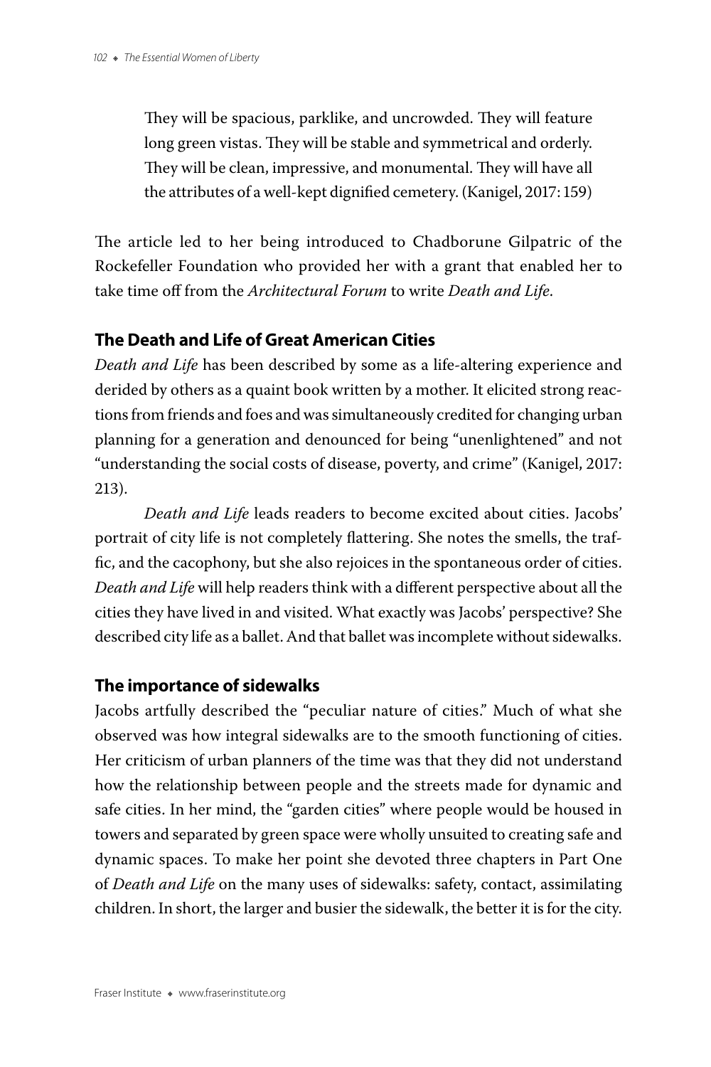> They will be spacious, parklike, and uncrowded. They will feature long green vistas. They will be stable and symmetrical and orderly. They will be clean, impressive, and monumental. They will have all the attributes of a well-kept dignified cemetery. (Kanigel, 2017: 159)

The article led to her being introduced to Chadborune Gilpatric of the Rockefeller Foundation who provided her with a grant that enabled her to take time off from the *Architectural Forum* to write *Death and Life*.

## The Death and Life of Great American Cities

*Death and Life* has been described by some as a life-altering experience and derided by others as a quaint book written by a mother. It elicited strong reactions from friends and foes and was simultaneously credited for changing urban planning for a generation and denounced for being "unenlightened" and not "understanding the social costs of disease, poverty, and crime" (Kanigel, 2017: 213).

*Death and Life* leads readers to become excited about cities. Jacobs' portrait of city life is not completely flattering. She notes the smells, the traffic, and the cacophony, but she also rejoices in the spontaneous order of cities. *Death and Life* will help readers think with a different perspective about all the cities they have lived in and visited. What exactly was Jacobs' perspective? She described city life as a ballet. And that ballet was incomplete without sidewalks.

## The importance of sidewalks

Jacobs artfully described the "peculiar nature of cities." Much of what she observed was how integral sidewalks are to the smooth functioning of cities. Her criticism of urban planners of the time was that they did not understand how the relationship between people and the streets made for dynamic and safe cities. In her mind, the "garden cities" where people would be housed in towers and separated by green space were wholly unsuited to creating safe and dynamic spaces. To make her point she devoted three chapters in Part One of *Death and Life* on the many uses of sidewalks: safety, contact, assimilating children. In short, the larger and busier the sidewalk, the better it is for the city.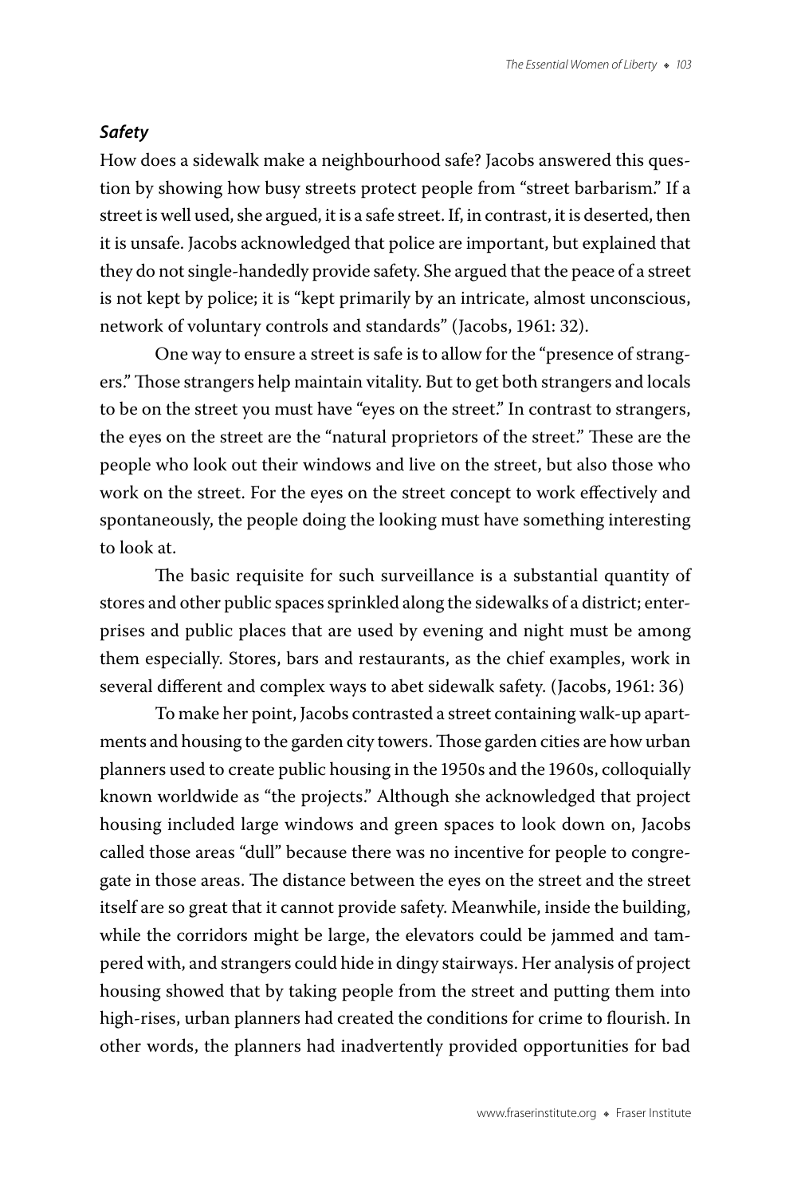### *Safety*

How does a sidewalk make a neighbourhood safe? Jacobs answered this question by showing how busy streets protect people from "street barbarism." If a street is well used, she argued, it is a safe street. If, in contrast, it is deserted, then it is unsafe. Jacobs acknowledged that police are important, but explained that they do not single-handedly provide safety. She argued that the peace of a street is not kept by police; it is "kept primarily by an intricate, almost unconscious, network of voluntary controls and standards" (Jacobs, 1961: 32).

One way to ensure a street is safe is to allow for the "presence of strangers." Those strangers help maintain vitality. But to get both strangers and locals to be on the street you must have "eyes on the street." In contrast to strangers, the eyes on the street are the "natural proprietors of the street." These are the people who look out their windows and live on the street, but also those who work on the street. For the eyes on the street concept to work effectively and spontaneously, the people doing the looking must have something interesting to look at.

> The basic requisite for such surveillance is a substantial quantity of stores and other public spaces sprinkled along the sidewalks of a district; enterprises and public places that are used by evening and night must be among them especially. Stores, bars and restaurants, as the chief examples, work in several different and complex ways to abet sidewalk safety. (Jacobs, 1961: 36)

To make her point, Jacobs contrasted a street containing walk-up apartments and housing to the garden city towers. Those garden cities are how urban planners used to create public housing in the 1950s and the 1960s, colloquially known worldwide as "the projects." Although she acknowledged that project housing included large windows and green spaces to look down on, Jacobs called those areas "dull" because there was no incentive for people to congregate in those areas. The distance between the eyes on the street and the street itself are so great that it cannot provide safety. Meanwhile, inside the building, while the corridors might be large, the elevators could be jammed and tampered with, and strangers could hide in dingy stairways. Her analysis of project housing showed that by taking people from the street and putting them into high-rises, urban planners had created the conditions for crime to flourish. In other words, the planners had inadvertently provided opportunities for bad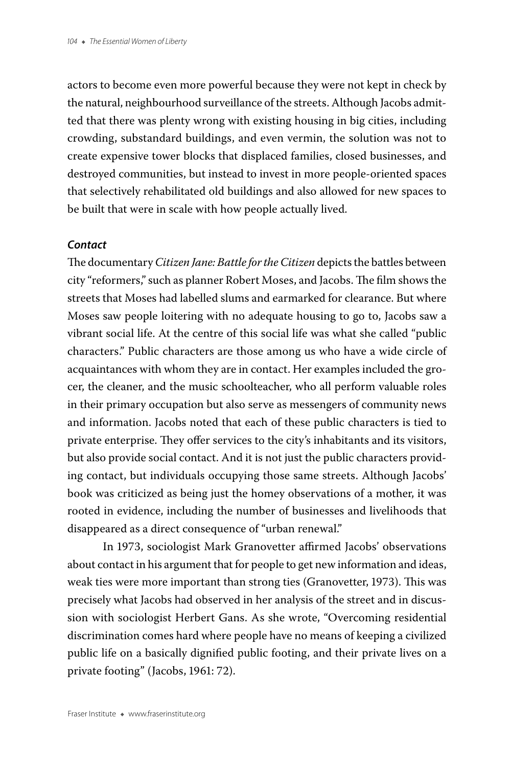actors to become even more powerful because they were not kept in check by the natural, neighbourhood surveillance of the streets. Although Jacobs admitted that there was plenty wrong with existing housing in big cities, including crowding, substandard buildings, and even vermin, the solution was not to create expensive tower blocks that displaced families, closed businesses, and destroyed communities, but instead to invest in more people-oriented spaces that selectively rehabilitated old buildings and also allowed for new spaces to be built that were in scale with how people actually lived.

### *Contact*

The documentary *Citizen Jane: Battle for the Citizen* depicts the battles between city "reformers," such as planner Robert Moses, and Jacobs. The film shows the streets that Moses had labelled slums and earmarked for clearance. But where Moses saw people loitering with no adequate housing to go to, Jacobs saw a vibrant social life. At the centre of this social life was what she called "public characters." Public characters are those among us who have a wide circle of acquaintances with whom they are in contact. Her examples included the grocer, the cleaner, and the music schoolteacher, who all perform valuable roles in their primary occupation but also serve as messengers of community news and information. Jacobs noted that each of these public characters is tied to private enterprise. They offer services to the city's inhabitants and its visitors, but also provide social contact. And it is not just the public characters providing contact, but individuals occupying those same streets. Although Jacobs' book was criticized as being just the homey observations of a mother, it was rooted in evidence, including the number of businesses and livelihoods that disappeared as a direct consequence of "urban renewal."

In 1973, sociologist Mark Granovetter affirmed Jacobs' observations about contact in his argument that for people to get new information and ideas, weak ties were more important than strong ties (Granovetter, 1973). This was precisely what Jacobs had observed in her analysis of the street and in discussion with sociologist Herbert Gans. As she wrote, "Overcoming residential discrimination comes hard where people have no means of keeping a civilized public life on a basically dignified public footing, and their private lives on a private footing" (Jacobs, 1961: 72).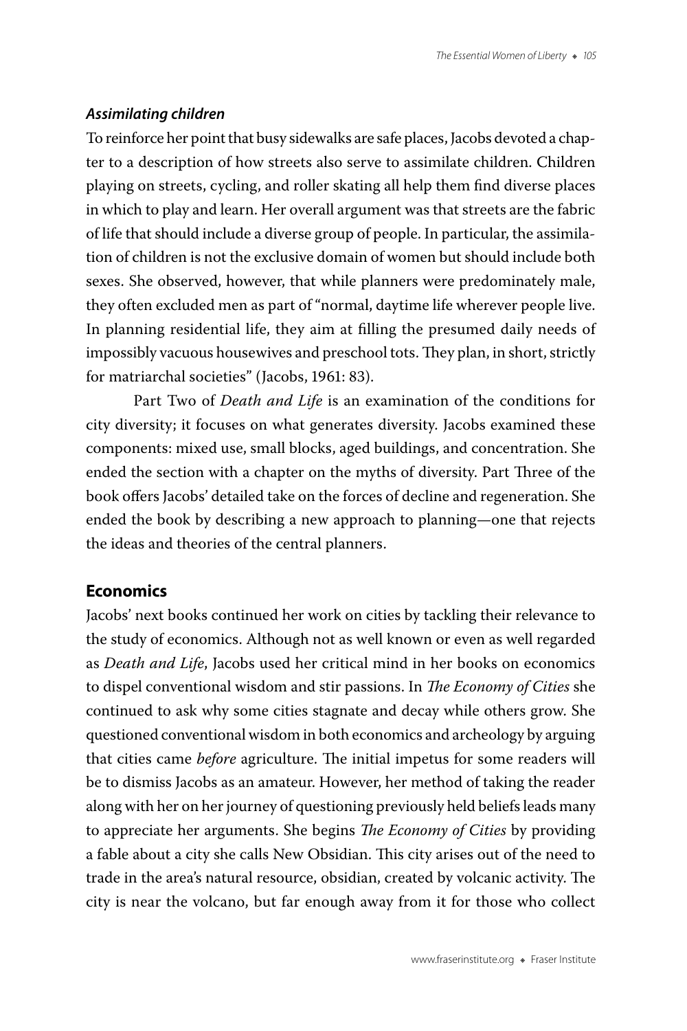### *Assimilating children*

To reinforce her point that busy sidewalks are safe places, Jacobs devoted a chapter to a description of how streets also serve to assimilate children. Children playing on streets, cycling, and roller skating all help them find diverse places in which to play and learn. Her overall argument was that streets are the fabric of life that should include a diverse group of people. In particular, the assimilation of children is not the exclusive domain of women but should include both sexes. She observed, however, that while planners were predominately male, they often excluded men as part of "normal, daytime life wherever people live. In planning residential life, they aim at filling the presumed daily needs of impossibly vacuous housewives and preschool tots. They plan, in short, strictly for matriarchal societies" (Jacobs, 1961: 83).

Part Two of *Death and Life* is an examination of the conditions for city diversity; it focuses on what generates diversity. Jacobs examined these components: mixed use, small blocks, aged buildings, and concentration. She ended the section with a chapter on the myths of diversity. Part Three of the book offers Jacobs' detailed take on the forces of decline and regeneration. She ended the book by describing a new approach to planning—one that rejects the ideas and theories of the central planners.

## Economics

Jacobs' next books continued her work on cities by tackling their relevance to the study of economics. Although not as well known or even as well regarded as *Death and Life*, Jacobs used her critical mind in her books on economics to dispel conventional wisdom and stir passions. In *The Economy of Cities* she continued to ask why some cities stagnate and decay while others grow. She questioned conventional wisdom in both economics and archeology by arguing that cities came *before* agriculture. The initial impetus for some readers will be to dismiss Jacobs as an amateur. However, her method of taking the reader along with her on her journey of questioning previously held beliefs leads many to appreciate her arguments. She begins *The Economy of Cities* by providing a fable about a city she calls New Obsidian. This city arises out of the need to trade in the area's natural resource, obsidian, created by volcanic activity. The city is near the volcano, but far enough away from it for those who collect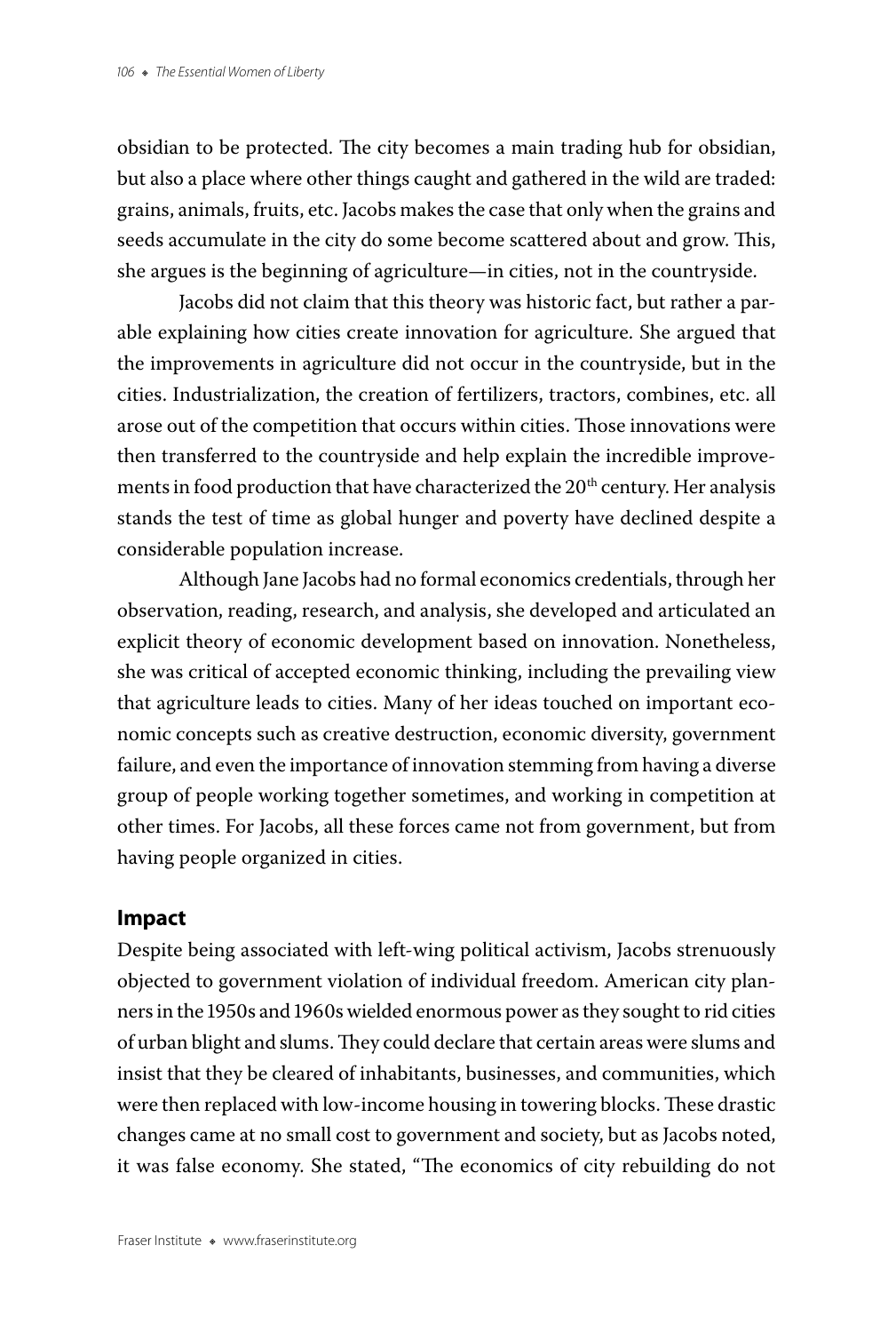obsidian to be protected. The city becomes a main trading hub for obsidian, but also a place where other things caught and gathered in the wild are traded: grains, animals, fruits, etc. Jacobs makes the case that only when the grains and seeds accumulate in the city do some become scattered about and grow. This, she argues is the beginning of agriculture—in cities, not in the countryside.

Jacobs did not claim that this theory was historic fact, but rather a parable explaining how cities create innovation for agriculture. She argued that the improvements in agriculture did not occur in the countryside, but in the cities. Industrialization, the creation of fertilizers, tractors, combines, etc. all arose out of the competition that occurs within cities. Those innovations were then transferred to the countryside and help explain the incredible improvements in food production that have characterized the 20th century. Her analysis stands the test of time as global hunger and poverty have declined despite a considerable population increase.

Although Jane Jacobs had no formal economics credentials, through her observation, reading, research, and analysis, she developed and articulated an explicit theory of economic development based on innovation. Nonetheless, she was critical of accepted economic thinking, including the prevailing view that agriculture leads to cities. Many of her ideas touched on important economic concepts such as creative destruction, economic diversity, government failure, and even the importance of innovation stemming from having a diverse group of people working together sometimes, and working in competition at other times. For Jacobs, all these forces came not from government, but from having people organized in cities.

## Impact

Despite being associated with left-wing political activism, Jacobs strenuously objected to government violation of individual freedom. American city planners in the 1950s and 1960s wielded enormous power as they sought to rid cities of urban blight and slums. They could declare that certain areas were slums and insist that they be cleared of inhabitants, businesses, and communities, which were then replaced with low-income housing in towering blocks. These drastic changes came at no small cost to government and society, but as Jacobs noted, it was false economy. She stated, "The economics of city rebuilding do not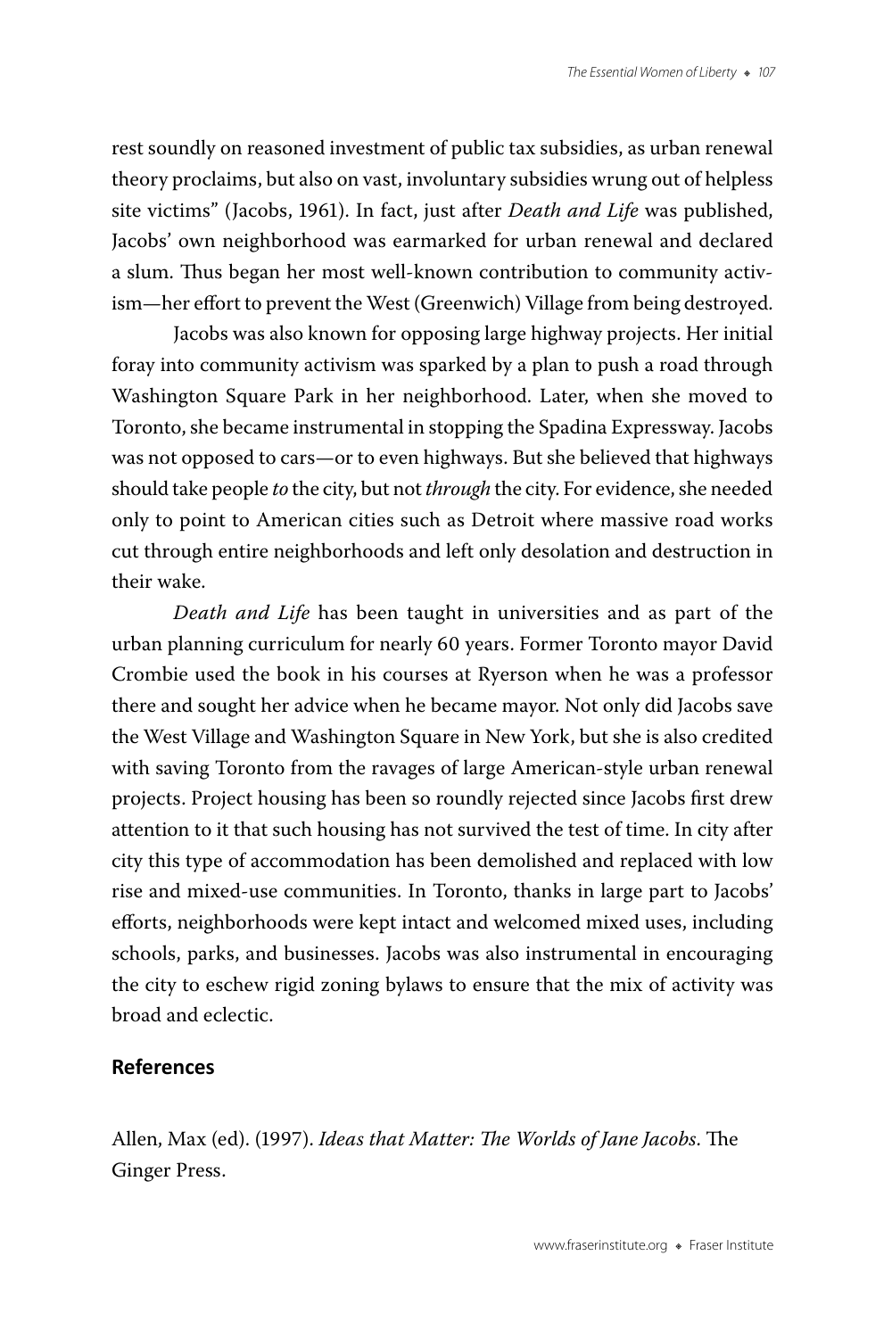rest soundly on reasoned investment of public tax subsidies, as urban renewal theory proclaims, but also on vast, involuntary subsidies wrung out of helpless site victims" (Jacobs, 1961). In fact, just after *Death and Life* was published, Jacobs' own neighborhood was earmarked for urban renewal and declared a slum. Thus began her most well-known contribution to community activism—her effort to prevent the West (Greenwich) Village from being destroyed.

Jacobs was also known for opposing large highway projects. Her initial foray into community activism was sparked by a plan to push a road through Washington Square Park in her neighborhood. Later, when she moved to Toronto, she became instrumental in stopping the Spadina Expressway. Jacobs was not opposed to cars—or to even highways. But she believed that highways should take people *to* the city, but not *through* the city. For evidence, she needed only to point to American cities such as Detroit where massive road works cut through entire neighborhoods and left only desolation and destruction in their wake.

*Death and Life* has been taught in universities and as part of the urban planning curriculum for nearly 60 years. Former Toronto mayor David Crombie used the book in his courses at Ryerson when he was a professor there and sought her advice when he became mayor. Not only did Jacobs save the West Village and Washington Square in New York, but she is also credited with saving Toronto from the ravages of large American-style urban renewal projects. Project housing has been so roundly rejected since Jacobs first drew attention to it that such housing has not survived the test of time. In city after city this type of accommodation has been demolished and replaced with low rise and mixed-use communities. In Toronto, thanks in large part to Jacobs' efforts, neighborhoods were kept intact and welcomed mixed uses, including schools, parks, and businesses. Jacobs was also instrumental in encouraging the city to eschew rigid zoning bylaws to ensure that the mix of activity was broad and eclectic.

## References

Allen, Max (ed). (1997). *Ideas that Matter: The Worlds of Jane Jacobs*. The Ginger Press.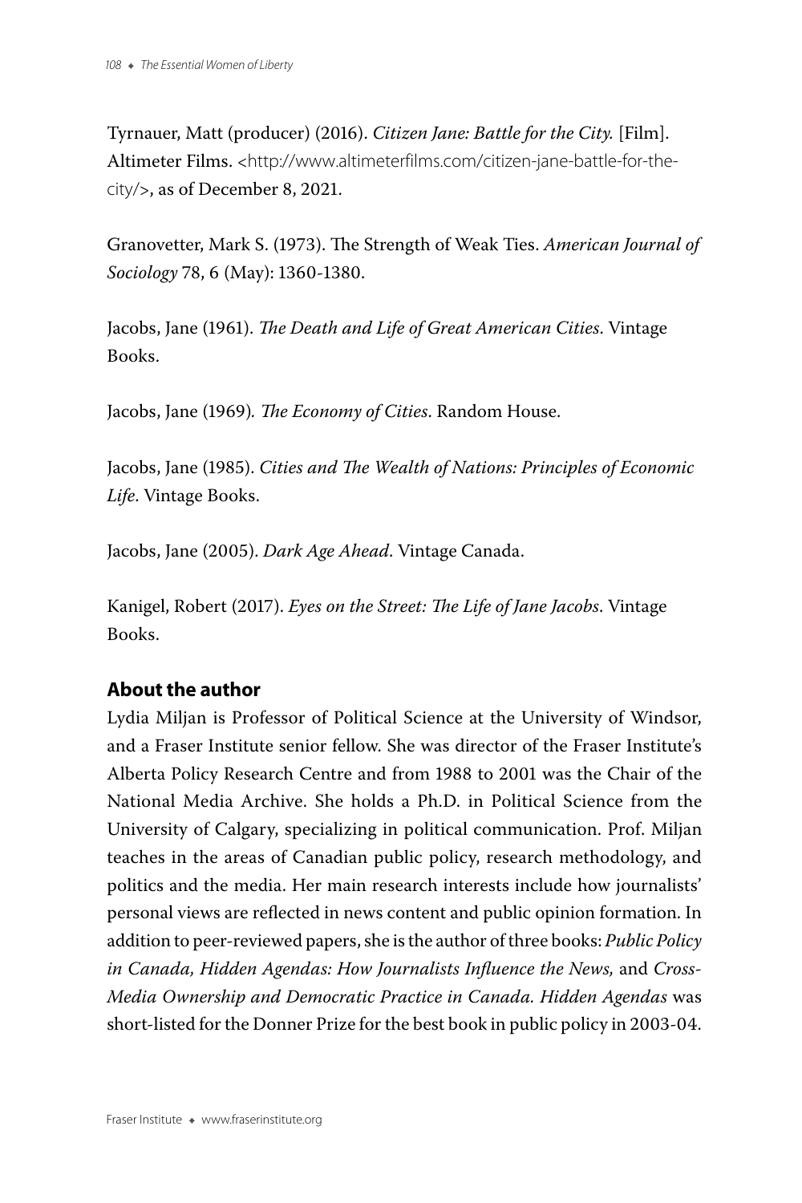Tyrnauer, Matt (producer) (2016). *Citizen Jane: Battle for the City.* [Film]. Altimeter Films. <http://www.altimeterfilms.com/citizen-jane-battle-for-the-city/>, as of December 8, 2021.

Granovetter, Mark S. (1973). The Strength of Weak Ties. *American Journal of Sociology* 78, 6 (May): 1360-1380.

Jacobs, Jane (1961). *The Death and Life of Great American Cities*. Vintage Books.

Jacobs, Jane (1969)*. The Economy of Cities*. Random House.

Jacobs, Jane (1985). *Cities and The Wealth of Nations: Principles of Economic Life*. Vintage Books.

Jacobs, Jane (2005). *Dark Age Ahead*. Vintage Canada.

Kanigel, Robert (2017). *Eyes on the Street: The Life of Jane Jacobs*. Vintage Books.

## About the author

Lydia Miljan is Professor of Political Science at the University of Windsor, and a Fraser Institute senior fellow. She was director of the Fraser Institute's Alberta Policy Research Centre and from 1988 to 2001 was the Chair of the National Media Archive. She holds a Ph.D. in Political Science from the University of Calgary, specializing in political communication. Prof. Miljan teaches in the areas of Canadian public policy, research methodology, and politics and the media. Her main research interests include how journalists' personal views are reflected in news content and public opinion formation. In addition to peer-reviewed papers, she is the author of three books: *Public Policy in Canada, Hidden Agendas: How Journalists Influence the News,* and *Cross-Media Ownership and Democratic Practice in Canada. Hidden Agendas* was short-listed for the Donner Prize for the best book in public policy in 2003-04.